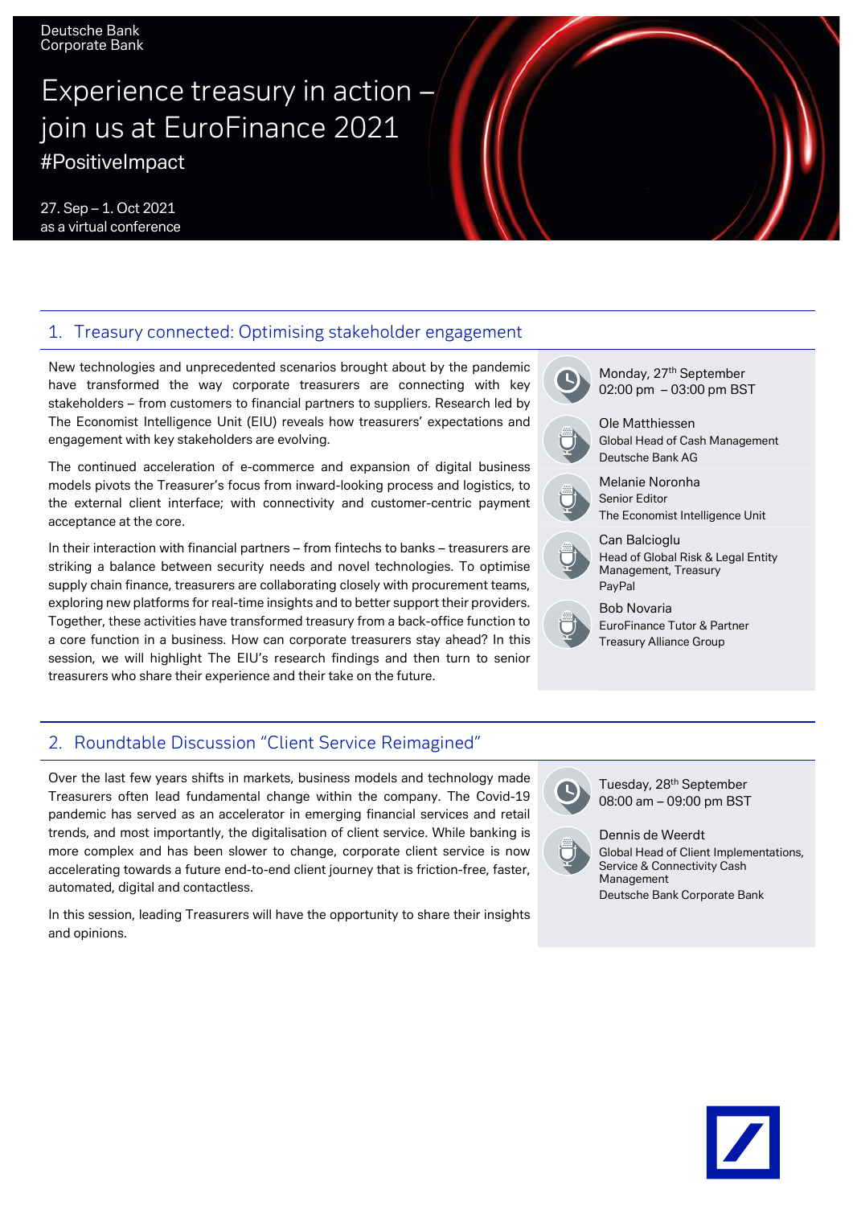Deutsche Bank
Corporate Bank

# Experience treasury in action – join us at EuroFinance 2021

#PositiveImpact

27. Sep – 1. Oct 2021
as a virtual conference

## 1. Treasury connected: Optimising stakeholder engagement

New technologies and unprecedented scenarios brought about by the pandemic have transformed the way corporate treasurers are connecting with key stakeholders – from customers to financial partners to suppliers. Research led by The Economist Intelligence Unit (EIU) reveals how treasurers' expectations and engagement with key stakeholders are evolving.

The continued acceleration of e-commerce and expansion of digital business models pivots the Treasurer's focus from inward-looking process and logistics, to the external client interface; with connectivity and customer-centric payment acceptance at the core.

In their interaction with financial partners – from fintechs to banks – treasurers are striking a balance between security needs and novel technologies. To optimise supply chain finance, treasurers are collaborating closely with procurement teams, exploring new platforms for real-time insights and to better support their providers. Together, these activities have transformed treasury from a back-office function to a core function in a business. How can corporate treasurers stay ahead? In this session, we will highlight The EIU's research findings and then turn to senior treasurers who share their experience and their take on the future.

Monday, 27th September
02:00 pm – 03:00 pm BST

Ole Matthiessen
Global Head of Cash Management
Deutsche Bank AG

Melanie Noronha
Senior Editor
The Economist Intelligence Unit

Can Balcioglu
Head of Global Risk & Legal Entity Management, Treasury
PayPal

Bob Novaria
EuroFinance Tutor & Partner
Treasury Alliance Group

## 2. Roundtable Discussion "Client Service Reimagined"

Over the last few years shifts in markets, business models and technology made Treasurers often lead fundamental change within the company. The Covid-19 pandemic has served as an accelerator in emerging financial services and retail trends, and most importantly, the digitalisation of client service. While banking is more complex and has been slower to change, corporate client service is now accelerating towards a future end-to-end client journey that is friction-free, faster, automated, digital and contactless.

In this session, leading Treasurers will have the opportunity to share their insights and opinions.

Tuesday, 28th September
08:00 am – 09:00 pm BST

Dennis de Weerdt
Global Head of Client Implementations, Service & Connectivity Cash Management
Deutsche Bank Corporate Bank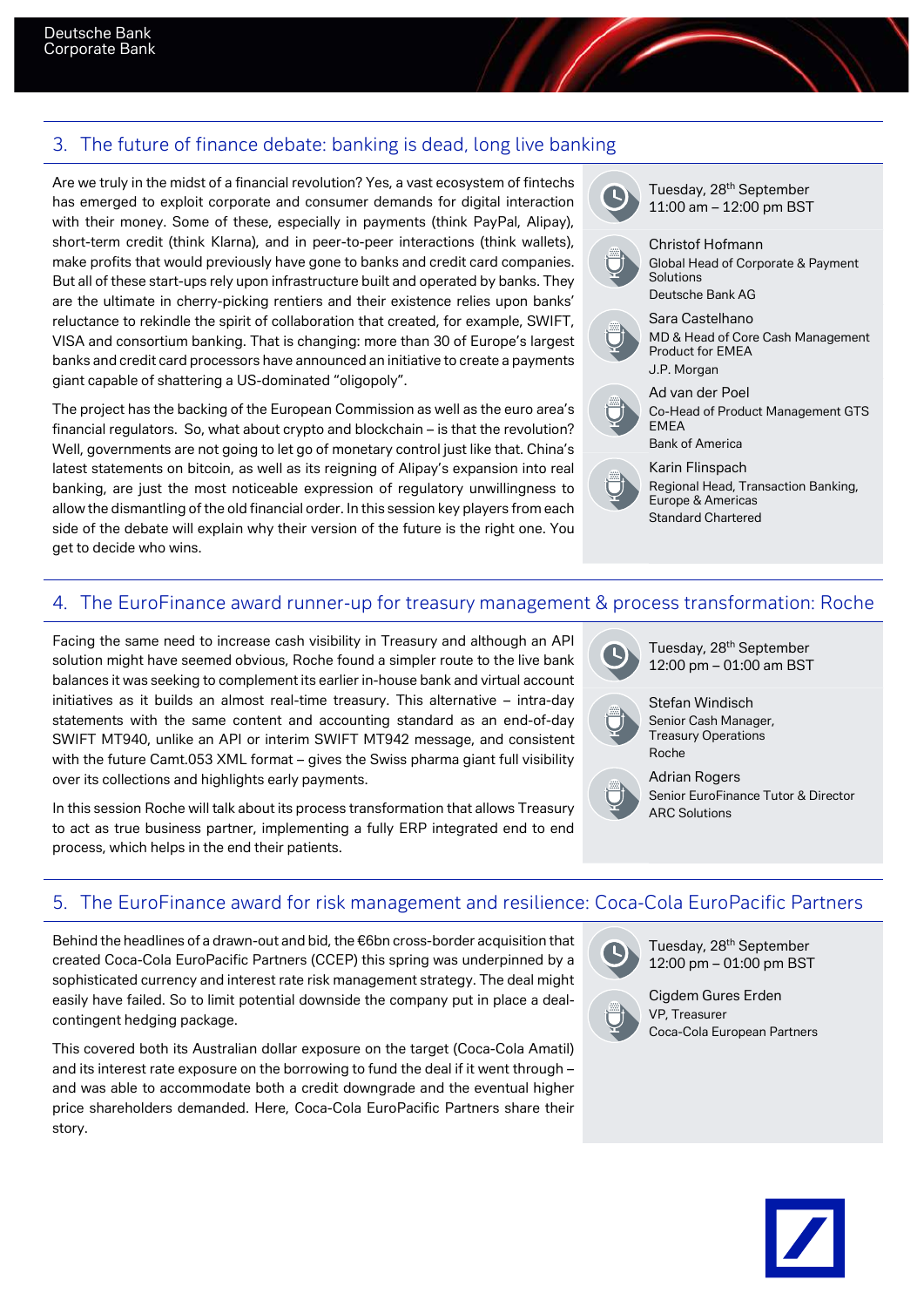## 3. The future of finance debate: banking is dead, long live banking

Are we truly in the midst of a financial revolution? Yes, a vast ecosystem of fintechs has emerged to exploit corporate and consumer demands for digital interaction with their money. Some of these, especially in payments (think PayPal, Alipay), short-term credit (think Klarna), and in peer-to-peer interactions (think wallets), make profits that would previously have gone to banks and credit card companies. But all of these start-ups rely upon infrastructure built and operated by banks. They are the ultimate in cherry-picking rentiers and their existence relies upon banks' reluctance to rekindle the spirit of collaboration that created, for example, SWIFT, VISA and consortium banking. That is changing: more than 30 of Europe's largest banks and credit card processors have announced an initiative to create a payments giant capable of shattering a US-dominated "oligopoly".

The project has the backing of the European Commission as well as the euro area's financial regulators. So, what about crypto and blockchain – is that the revolution? Well, governments are not going to let go of monetary control just like that. China's latest statements on bitcoin, as well as its reigning of Alipay's expansion into real banking, are just the most noticeable expression of regulatory unwillingness to allow the dismantling of the old financial order. In this session key players from each side of the debate will explain why their version of the future is the right one. You get to decide who wins.

Tuesday, 28th September
11:00 am – 12:00 pm BST

Christof Hofmann
Global Head of Corporate & Payment Solutions
Deutsche Bank AG

Sara Castelhano
MD & Head of Core Cash Management Product for EMEA
J.P. Morgan

Ad van der Poel
Co-Head of Product Management GTS EMEA
Bank of America

Karin Flinspach
Regional Head, Transaction Banking, Europe & Americas
Standard Chartered

## 4. The EuroFinance award runner-up for treasury management & process transformation: Roche

Facing the same need to increase cash visibility in Treasury and although an API solution might have seemed obvious, Roche found a simpler route to the live bank balances it was seeking to complement its earlier in-house bank and virtual account initiatives as it builds an almost real-time treasury. This alternative – intra-day statements with the same content and accounting standard as an end-of-day SWIFT MT940, unlike an API or interim SWIFT MT942 message, and consistent with the future Camt.053 XML format – gives the Swiss pharma giant full visibility over its collections and highlights early payments.

In this session Roche will talk about its process transformation that allows Treasury to act as true business partner, implementing a fully ERP integrated end to end process, which helps in the end their patients.

Tuesday, 28th September
12:00 pm – 01:00 am BST

Stefan Windisch
Senior Cash Manager, Treasury Operations
Roche

Adrian Rogers
Senior EuroFinance Tutor & Director
ARC Solutions

## 5. The EuroFinance award for risk management and resilience: Coca-Cola EuroPacific Partners

Behind the headlines of a drawn-out and bid, the €6bn cross-border acquisition that created Coca-Cola EuroPacific Partners (CCEP) this spring was underpinned by a sophisticated currency and interest rate risk management strategy. The deal might easily have failed. So to limit potential downside the company put in place a deal-contingent hedging package.

This covered both its Australian dollar exposure on the target (Coca-Cola Amatil) and its interest rate exposure on the borrowing to fund the deal if it went through – and was able to accommodate both a credit downgrade and the eventual higher price shareholders demanded. Here, Coca-Cola EuroPacific Partners share their story.

Tuesday, 28th September
12:00 pm – 01:00 pm BST

Cigdem Gures Erden
VP, Treasurer
Coca-Cola European Partners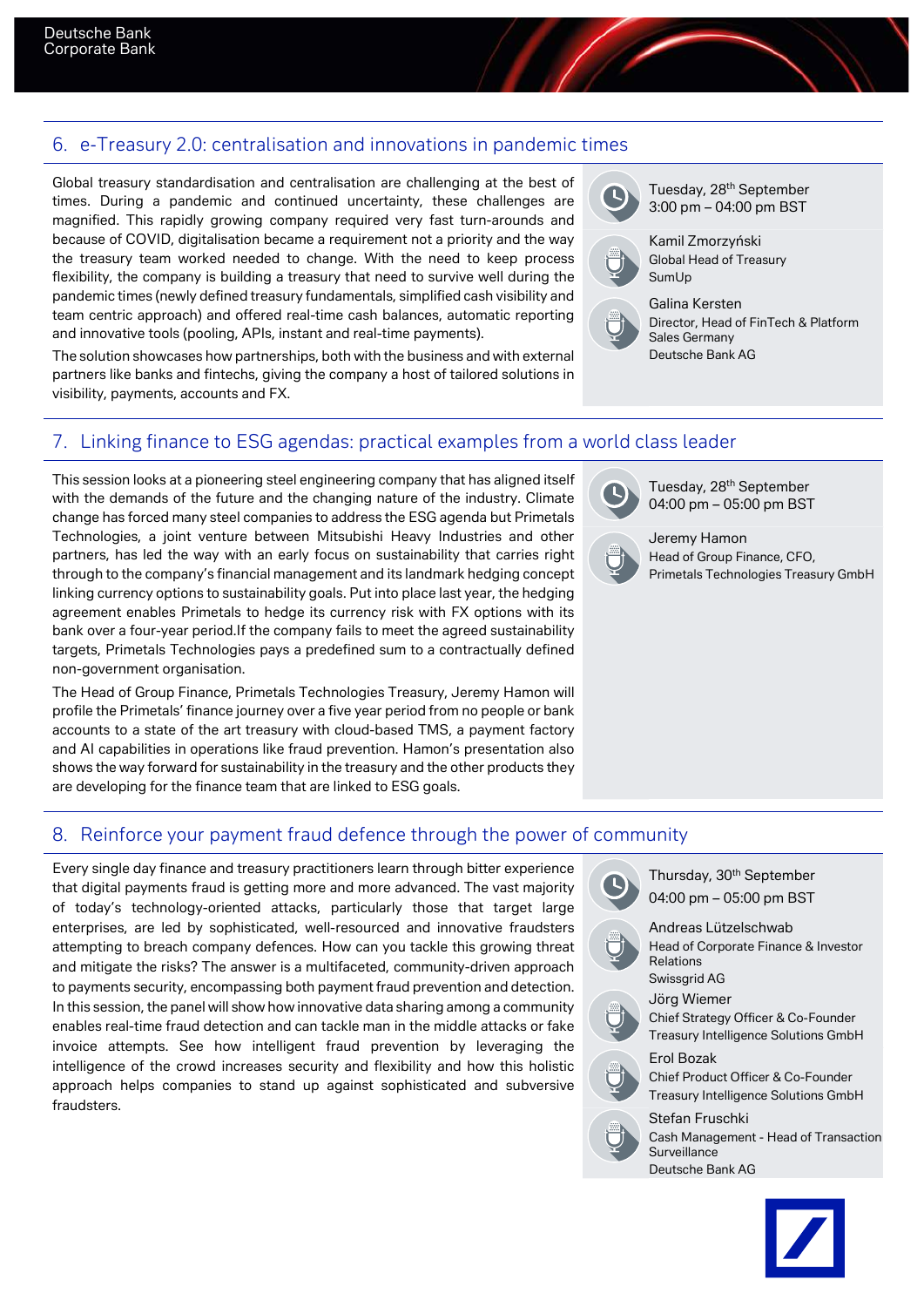## 6. e-Treasury 2.0: centralisation and innovations in pandemic times

Global treasury standardisation and centralisation are challenging at the best of times. During a pandemic and continued uncertainty, these challenges are magnified. This rapidly growing company required very fast turn-arounds and because of COVID, digitalisation became a requirement not a priority and the way the treasury team worked needed to change. With the need to keep process flexibility, the company is building a treasury that need to survive well during the pandemic times (newly defined treasury fundamentals, simplified cash visibility and team centric approach) and offered real-time cash balances, automatic reporting and innovative tools (pooling, APIs, instant and real-time payments).

The solution showcases how partnerships, both with the business and with external partners like banks and fintechs, giving the company a host of tailored solutions in visibility, payments, accounts and FX.

Tuesday, 28th September
3:00 pm – 04:00 pm BST

Kamil Zmorzyński
Global Head of Treasury
SumUp

Galina Kersten
Director, Head of FinTech & Platform Sales Germany
Deutsche Bank AG

## 7. Linking finance to ESG agendas: practical examples from a world class leader

This session looks at a pioneering steel engineering company that has aligned itself with the demands of the future and the changing nature of the industry. Climate change has forced many steel companies to address the ESG agenda but Primetals Technologies, a joint venture between Mitsubishi Heavy Industries and other partners, has led the way with an early focus on sustainability that carries right through to the company's financial management and its landmark hedging concept linking currency options to sustainability goals. Put into place last year, the hedging agreement enables Primetals to hedge its currency risk with FX options with its bank over a four-year period.If the company fails to meet the agreed sustainability targets, Primetals Technologies pays a predefined sum to a contractually defined non-government organisation.

The Head of Group Finance, Primetals Technologies Treasury, Jeremy Hamon will profile the Primetals' finance journey over a five year period from no people or bank accounts to a state of the art treasury with cloud-based TMS, a payment factory and AI capabilities in operations like fraud prevention. Hamon's presentation also shows the way forward for sustainability in the treasury and the other products they are developing for the finance team that are linked to ESG goals.

Tuesday, 28th September
04:00 pm – 05:00 pm BST

Jeremy Hamon
Head of Group Finance, CFO,
Primetals Technologies Treasury GmbH

## 8. Reinforce your payment fraud defence through the power of community

Every single day finance and treasury practitioners learn through bitter experience that digital payments fraud is getting more and more advanced. The vast majority of today's technology-oriented attacks, particularly those that target large enterprises, are led by sophisticated, well-resourced and innovative fraudsters attempting to breach company defences. How can you tackle this growing threat and mitigate the risks? The answer is a multifaceted, community-driven approach to payments security, encompassing both payment fraud prevention and detection. In this session, the panel will show how innovative data sharing among a community enables real-time fraud detection and can tackle man in the middle attacks or fake invoice attempts. See how intelligent fraud prevention by leveraging the intelligence of the crowd increases security and flexibility and how this holistic approach helps companies to stand up against sophisticated and subversive fraudsters.

Thursday, 30th September
04:00 pm – 05:00 pm BST

Andreas Lützelschwab
Head of Corporate Finance & Investor Relations
Swissgrid AG

Jörg Wiemer
Chief Strategy Officer & Co-Founder
Treasury Intelligence Solutions GmbH

Erol Bozak
Chief Product Officer & Co-Founder
Treasury Intelligence Solutions GmbH

Stefan Fruschki
Cash Management - Head of Transaction Surveillance
Deutsche Bank AG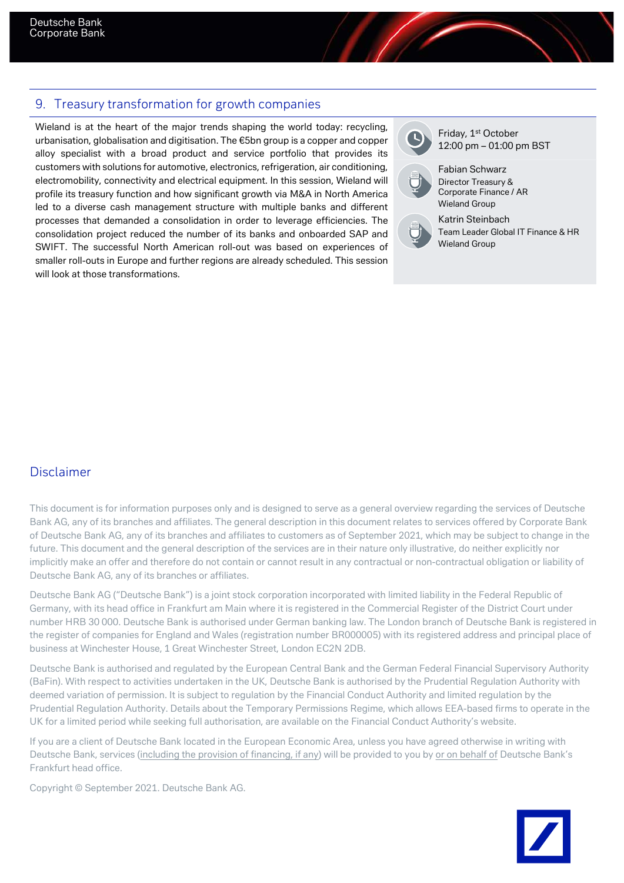## 9. Treasury transformation for growth companies

Wieland is at the heart of the major trends shaping the world today: recycling, urbanisation, globalisation and digitisation. The €5bn group is a copper and copper alloy specialist with a broad product and service portfolio that provides its customers with solutions for automotive, electronics, refrigeration, air conditioning, electromobility, connectivity and electrical equipment. In this session, Wieland will profile its treasury function and how significant growth via M&A in North America led to a diverse cash management structure with multiple banks and different processes that demanded a consolidation in order to leverage efficiencies. The consolidation project reduced the number of its banks and onboarded SAP and SWIFT. The successful North American roll-out was based on experiences of smaller roll-outs in Europe and further regions are already scheduled. This session will look at those transformations.

Friday, 1st October
12:00 pm – 01:00 pm BST

Fabian Schwarz
Director Treasury & Corporate Finance / AR
Wieland Group

Katrin Steinbach
Team Leader Global IT Finance & HR
Wieland Group

## Disclaimer

This document is for information purposes only and is designed to serve as a general overview regarding the services of Deutsche Bank AG, any of its branches and affiliates. The general description in this document relates to services offered by Corporate Bank of Deutsche Bank AG, any of its branches and affiliates to customers as of September 2021, which may be subject to change in the future. This document and the general description of the services are in their nature only illustrative, do neither explicitly nor implicitly make an offer and therefore do not contain or cannot result in any contractual or non-contractual obligation or liability of Deutsche Bank AG, any of its branches or affiliates.

Deutsche Bank AG ("Deutsche Bank") is a joint stock corporation incorporated with limited liability in the Federal Republic of Germany, with its head office in Frankfurt am Main where it is registered in the Commercial Register of the District Court under number HRB 30 000. Deutsche Bank is authorised under German banking law. The London branch of Deutsche Bank is registered in the register of companies for England and Wales (registration number BR000005) with its registered address and principal place of business at Winchester House, 1 Great Winchester Street, London EC2N 2DB.

Deutsche Bank is authorised and regulated by the European Central Bank and the German Federal Financial Supervisory Authority (BaFin). With respect to activities undertaken in the UK, Deutsche Bank is authorised by the Prudential Regulation Authority with deemed variation of permission. It is subject to regulation by the Financial Conduct Authority and limited regulation by the Prudential Regulation Authority. Details about the Temporary Permissions Regime, which allows EEA-based firms to operate in the UK for a limited period while seeking full authorisation, are available on the Financial Conduct Authority's website.

If you are a client of Deutsche Bank located in the European Economic Area, unless you have agreed otherwise in writing with Deutsche Bank, services (including the provision of financing, if any) will be provided to you by or on behalf of Deutsche Bank's Frankfurt head office.

Copyright © September 2021. Deutsche Bank AG.